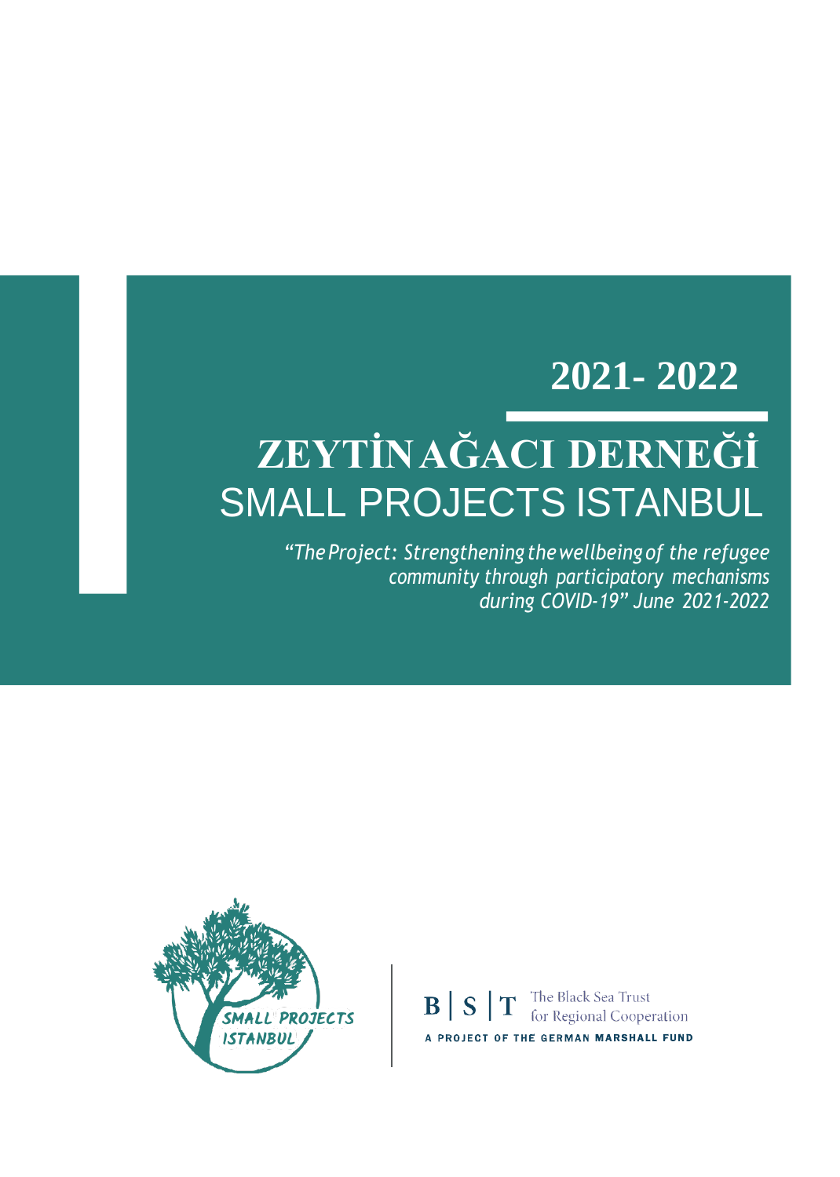# 2021- 2022

# ZEYTİN AĞACI DERNEĞİ

## SMALL PROJECTS ISTANBUL

*“The Project: Strengthening the wellbeing of the refugee community through participatory mechanisms during COVID-19” June 2021-2022*

SMALL PROJECTS ISTANBUL

B | S | T The Black Sea Trust for Regional Cooperation

A PROJECT OF THE GERMAN MARSHALL FUND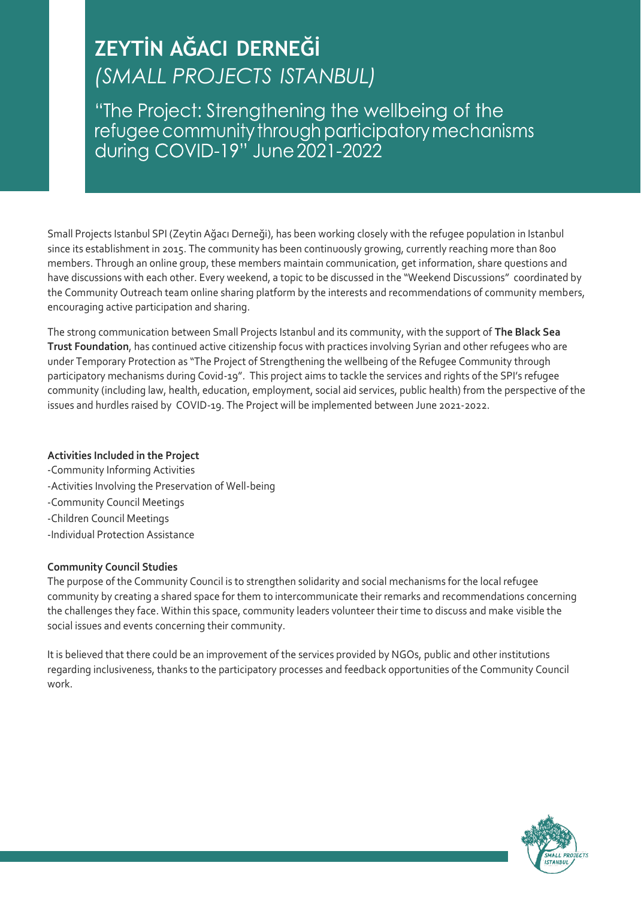# ZEYTİN AĞACI DERNEĞİ
*(SMALL PROJECTS ISTANBUL)*

## "The Project: Strengthening the wellbeing of the refugee community through participatory mechanisms during COVID-19" June 2021-2022

Small Projects Istanbul SPI (Zeytin Ağacı Derneği), has been working closely with the refugee population in Istanbul since its establishment in 2015. The community has been continuously growing, currently reaching more than 800 members. Through an online group, these members maintain communication, get information, share questions and have discussions with each other. Every weekend, a topic to be discussed in the "Weekend Discussions" coordinated by the Community Outreach team online sharing platform by the interests and recommendations of community members, encouraging active participation and sharing.

The strong communication between Small Projects Istanbul and its community, with the support of **The Black Sea Trust Foundation**, has continued active citizenship focus with practices involving Syrian and other refugees who are under Temporary Protection as "The Project of Strengthening the wellbeing of the Refugee Community through participatory mechanisms during Covid-19". This project aims to tackle the services and rights of the SPI's refugee community (including law, health, education, employment, social aid services, public health) from the perspective of the issues and hurdles raised by COVID-19. The Project will be implemented between June 2021-2022.

**Activities Included in the Project**

-Community Informing Activities
-Activities Involving the Preservation of Well-being
-Community Council Meetings
-Children Council Meetings
-Individual Protection Assistance

**Community Council Studies**

The purpose of the Community Council is to strengthen solidarity and social mechanisms for the local refugee community by creating a shared space for them to intercommunicate their remarks and recommendations concerning the challenges they face. Within this space, community leaders volunteer their time to discuss and make visible the social issues and events concerning their community.

It is believed that there could be an improvement of the services provided by NGOs, public and other institutions regarding inclusiveness, thanks to the participatory processes and feedback opportunities of the Community Council work.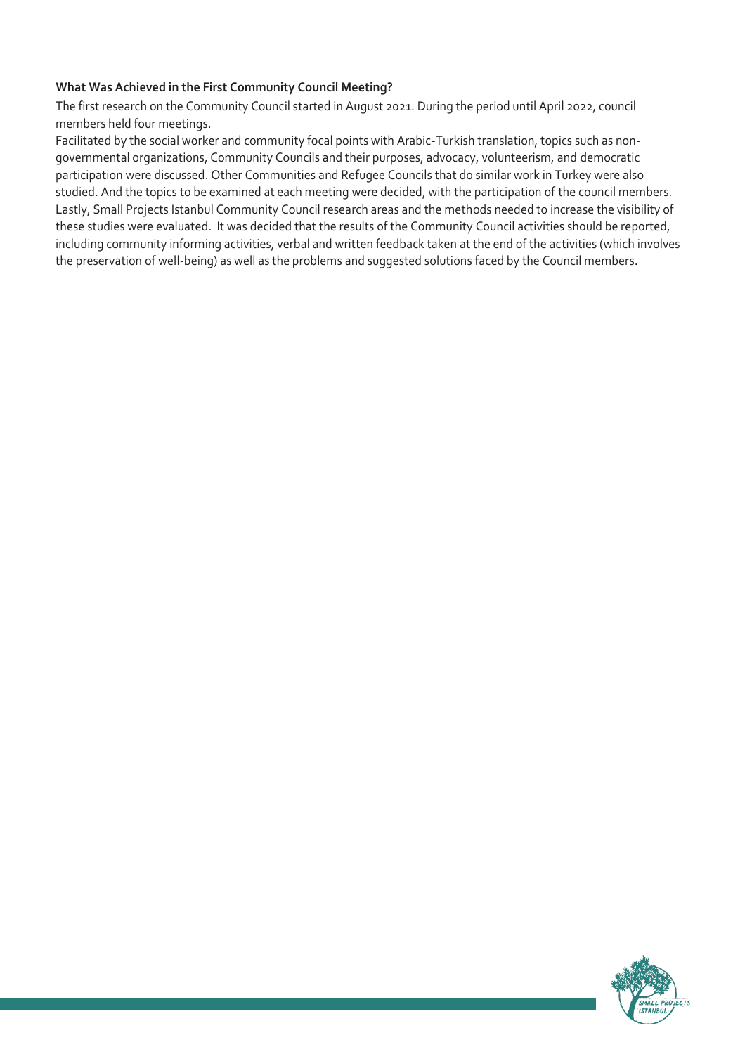### What Was Achieved in the First Community Council Meeting?

The first research on the Community Council started in August 2021. During the period until April 2022, council members held four meetings.

Facilitated by the social worker and community focal points with Arabic-Turkish translation, topics such as non-governmental organizations, Community Councils and their purposes, advocacy, volunteerism, and democratic participation were discussed. Other Communities and Refugee Councils that do similar work in Turkey were also studied. And the topics to be examined at each meeting were decided, with the participation of the council members. Lastly, Small Projects Istanbul Community Council research areas and the methods needed to increase the visibility of these studies were evaluated. It was decided that the results of the Community Council activities should be reported, including community informing activities, verbal and written feedback taken at the end of the activities (which involves the preservation of well-being) as well as the problems and suggested solutions faced by the Council members.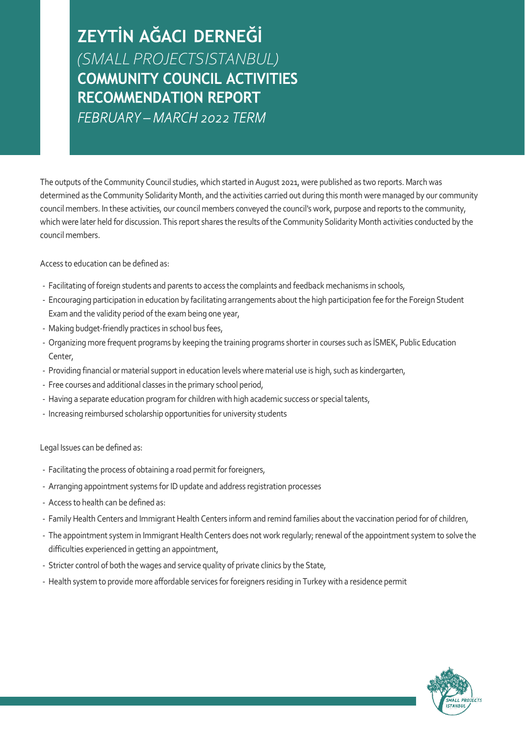# ZEYTİN AĞACI DERNEĞİ

*(SMALL PROJECTSISTANBUL)*

**COMMUNITY COUNCIL ACTIVITIES RECOMMENDATION REPORT**

*FEBRUARY – MARCH 2022 TERM*

The outputs of the Community Council studies, which started in August 2021, were published as two reports. March was determined as the Community Solidarity Month, and the activities carried out during this month were managed by our community council members. In these activities, our council members conveyed the council's work, purpose and reports to the community, which were later held for discussion. This report shares the results of the Community Solidarity Month activities conducted by the council members.

Access to education can be defined as:

- Facilitating of foreign students and parents to access the complaints and feedback mechanisms in schools,
- Encouraging participation in education by facilitating arrangements about the high participation fee for the Foreign Student Exam and the validity period of the exam being one year,
- Making budget-friendly practices in school bus fees,
- Organizing more frequent programs by keeping the training programs shorter in courses such as İSMEK, Public Education Center,
- Providing financial or material support in education levels where material use is high, such as kindergarten,
- Free courses and additional classes in the primary school period,
- Having a separate education program for children with high academic success or special talents,
- Increasing reimbursed scholarship opportunities for university students

Legal Issues can be defined as:

- Facilitating the process of obtaining a road permit for foreigners,
- Arranging appointment systems for ID update and address registration processes
- Access to health can be defined as:
- Family Health Centers and Immigrant Health Centers inform and remind families about the vaccination period for of children,
- The appointment system in Immigrant Health Centers does not work regularly; renewal of the appointment system to solve the difficulties experienced in getting an appointment,
- Stricter control of both the wages and service quality of private clinics by the State,
- Health system to provide more affordable services for foreigners residing in Turkey with a residence permit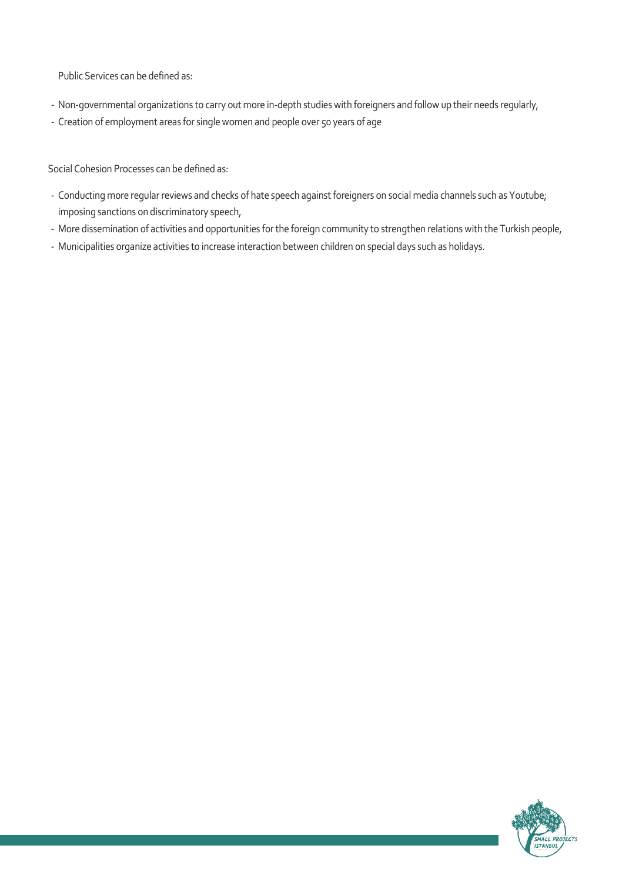Public Services can be defined as:

- Non-governmental organizations to carry out more in-depth studies with foreigners and follow up their needs regularly,
- Creation of employment areas for single women and people over 50 years of age

Social Cohesion Processes can be defined as:

- Conducting more regular reviews and checks of hate speech against foreigners on social media channels such as Youtube; imposing sanctions on discriminatory speech,
- More dissemination of activities and opportunities for the foreign community to strengthen relations with the Turkish people,
- Municipalities organize activities to increase interaction between children on special days such as holidays.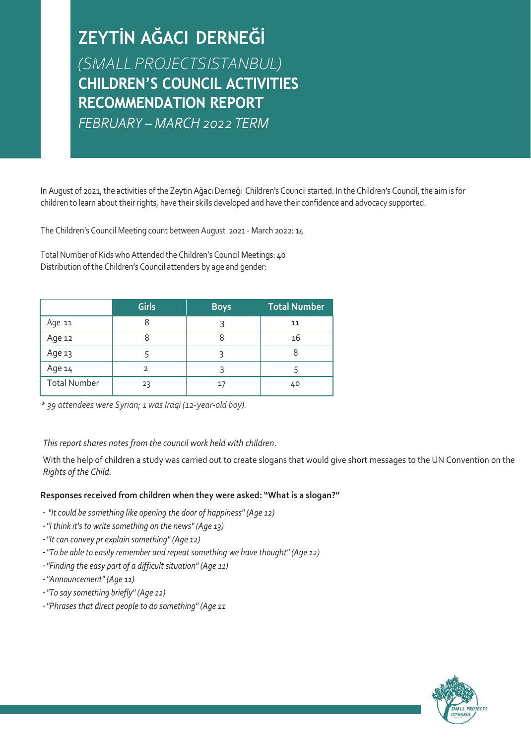# ZEYTİN AĞACI DERNEĞİ

*(SMALL PROJECTSISTANBUL)*

## CHILDREN'S COUNCIL ACTIVITIES RECOMMENDATION REPORT

*FEBRUARY – MARCH 2022 TERM*

In August of 2021, the activities of the Zeytin Ağacı Derneği Children's Council started. In the Children's Council, the aim is for children to learn about their rights, have their skills developed and have their confidence and advocacy supported.

The Children's Council Meeting count between August 2021 - March 2022: 14

Total Number of Kids who Attended the Children's Council Meetings: 40
Distribution of the Children's Council attenders by age and gender:

| | Girls | Boys | Total Number |
|---|---|---|---|
| Age 11 | 8 | 3 | 11 |
| Age 12 | 8 | 8 | 16 |
| Age 13 | 5 | 3 | 8 |
| Age 14 | 2 | 3 | 5 |
| Total Number | 23 | 17 | 40 |

*\* 39 attendees were Syrian; 1 was Iraqi (12-year-old boy).*

*This report shares notes from the council work held with children.*

With the help of children a study was carried out to create slogans that would give short messages to the UN Convention on the *Rights of the Child.*

**Responses received from children when they were asked: "What is a slogan?"**

- *"It could be something like opening the door of happiness" (Age 12)*
- *"I think it's to write something on the news" (Age 13)*
- *"It can convey pr explain something" (Age 12)*
- *"To be able to easily remember and repeat something we have thought" (Age 12)*
- *"Finding the easy part of a difficult situation" (Age 11)*
- *"Announcement" (Age 11)*
- *"To say something briefly" (Age 12)*
- *"Phrases that direct people to do something" (Age 11*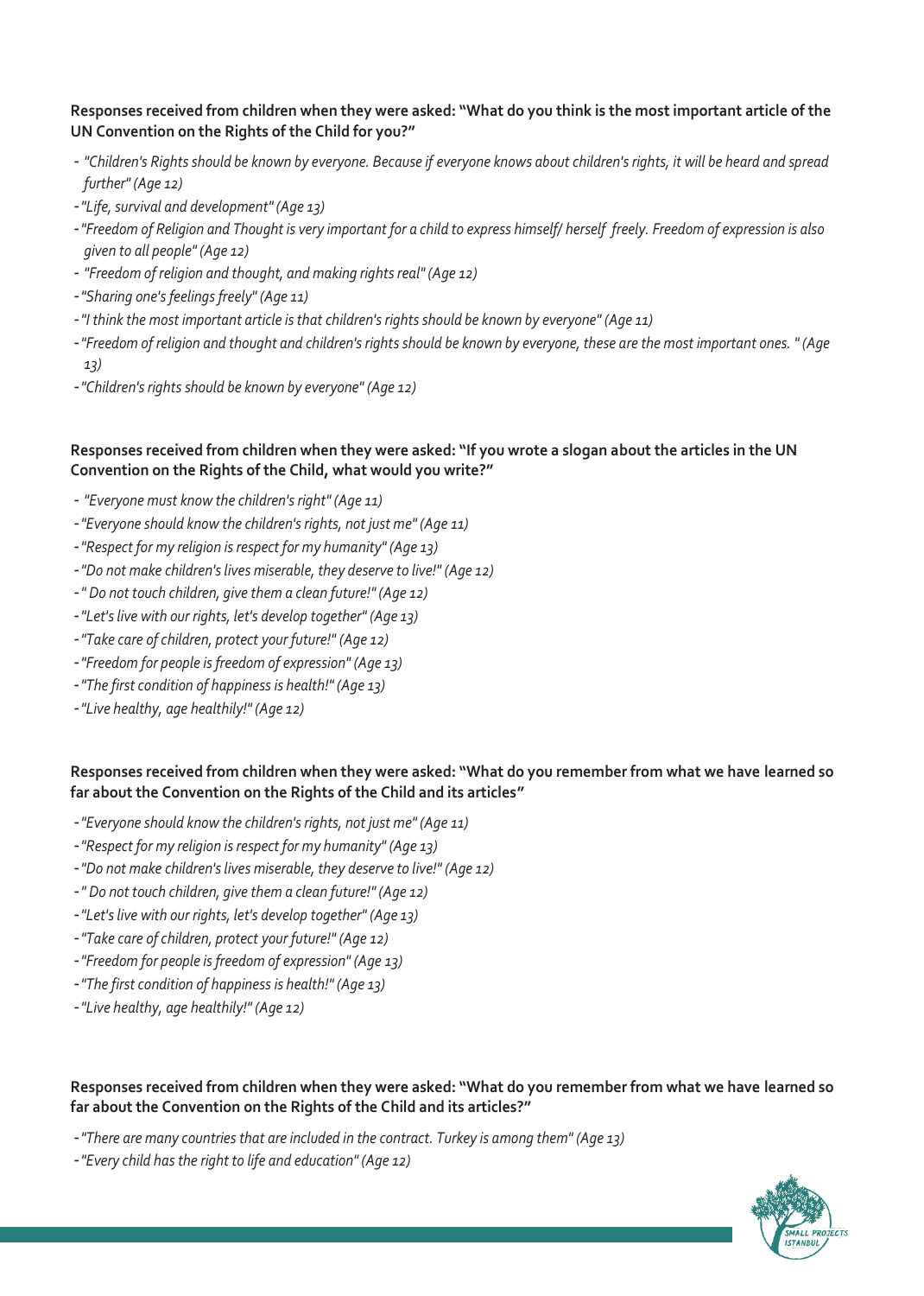**Responses received from children when they were asked: "What do you think is the most important article of the UN Convention on the Rights of the Child for you?"**

- *"Children's Rights should be known by everyone. Because if everyone knows about children's rights, it will be heard and spread further" (Age 12)*
- *"Life, survival and development" (Age 13)*
- *"Freedom of Religion and Thought is very important for a child to express himself/ herself freely. Freedom of expression is also given to all people" (Age 12)*
- *"Freedom of religion and thought, and making rights real" (Age 12)*
- *"Sharing one's feelings freely" (Age 11)*
- *"I think the most important article is that children's rights should be known by everyone" (Age 11)*
- *"Freedom of religion and thought and children's rights should be known by everyone, these are the most important ones. " (Age 13)*
- *"Children's rights should be known by everyone" (Age 12)*

**Responses received from children when they were asked: "If you wrote a slogan about the articles in the UN Convention on the Rights of the Child, what would you write?"**

- *"Everyone must know the children's right" (Age 11)*
- *"Everyone should know the children's rights, not just me" (Age 11)*
- *"Respect for my religion is respect for my humanity" (Age 13)*
- *"Do not make children's lives miserable, they deserve to live!" (Age 12)*
- *" Do not touch children, give them a clean future!" (Age 12)*
- *"Let's live with our rights, let's develop together" (Age 13)*
- *"Take care of children, protect your future!" (Age 12)*
- *"Freedom for people is freedom of expression" (Age 13)*
- *"The first condition of happiness is health!" (Age 13)*
- *"Live healthy, age healthily!" (Age 12)*

**Responses received from children when they were asked: "What do you remember from what we have learned so far about the Convention on the Rights of the Child and its articles"**

- *"Everyone should know the children's rights, not just me" (Age 11)*
- *"Respect for my religion is respect for my humanity" (Age 13)*
- *"Do not make children's lives miserable, they deserve to live!" (Age 12)*
- *" Do not touch children, give them a clean future!" (Age 12)*
- *"Let's live with our rights, let's develop together" (Age 13)*
- *"Take care of children, protect your future!" (Age 12)*
- *"Freedom for people is freedom of expression" (Age 13)*
- *"The first condition of happiness is health!" (Age 13)*
- *"Live healthy, age healthily!" (Age 12)*

**Responses received from children when they were asked: "What do you remember from what we have learned so far about the Convention on the Rights of the Child and its articles?"**

- *"There are many countries that are included in the contract. Turkey is among them" (Age 13)*
- *"Every child has the right to life and education" (Age 12)*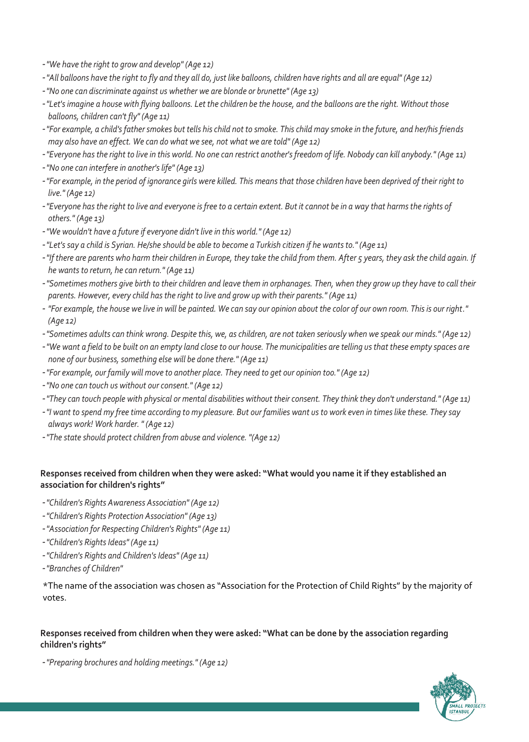- *"We have the right to grow and develop" (Age 12)*
- *"All balloons have the right to fly and they all do, just like balloons, children have rights and all are equal" (Age 12)*
- *"No one can discriminate against us whether we are blonde or brunette" (Age 13)*
- *"Let's imagine a house with flying balloons. Let the children be the house, and the balloons are the right. Without those balloons, children can't fly" (Age 11)*
- *"For example, a child's father smokes but tells his child not to smoke. This child may smoke in the future, and her/his friends may also have an effect. We can do what we see, not what we are told" (Age 12)*
- *"Everyone has the right to live in this world. No one can restrict another's freedom of life. Nobody can kill anybody." (Age 11)*
- *"No one can interfere in another's life" (Age 13)*
- *"For example, in the period of ignorance girls were killed. This means that those children have been deprived of their right to live." (Age 12)*
- *"Everyone has the right to live and everyone is free to a certain extent. But it cannot be in a way that harms the rights of others." (Age 13)*
- *"We wouldn't have a future if everyone didn't live in this world." (Age 12)*
- *"Let's say a child is Syrian. He/she should be able to become a Turkish citizen if he wants to." (Age 11)*
- *"If there are parents who harm their children in Europe, they take the child from them. After 5 years, they ask the child again. If he wants to return, he can return." (Age 11)*
- *"Sometimes mothers give birth to their children and leave them in orphanages. Then, when they grow up they have to call their parents. However, every child has the right to live and grow up with their parents." (Age 11)*
- *"For example, the house we live in will be painted. We can say our opinion about the color of our own room. This is our right." (Age 12)*
- *"Sometimes adults can think wrong. Despite this, we, as children, are not taken seriously when we speak our minds." (Age 12)*
- *"We want a field to be built on an empty land close to our house. The municipalities are telling us that these empty spaces are none of our business, something else will be done there." (Age 11)*
- *"For example, our family will move to another place. They need to get our opinion too." (Age 12)*
- *"No one can touch us without our consent." (Age 12)*
- *"They can touch people with physical or mental disabilities without their consent. They think they don't understand." (Age 11)*
- *"I want to spend my free time according to my pleasure. But our families want us to work even in times like these. They say always work! Work harder. " (Age 12)*
- *"The state should protect children from abuse and violence. "(Age 12)*

**Responses received from children when they were asked: "What would you name it if they established an association for children's rights"**

- *"Children's Rights Awareness Association" (Age 12)*
- *"Children's Rights Protection Association" (Age 13)*
- *"Association for Respecting Children's Rights" (Age 11)*
- *"Children's Rights Ideas" (Age 11)*
- *"Children's Rights and Children's Ideas" (Age 11)*
- *"Branches of Children"*

*The name of the association was chosen as "Association for the Protection of Child Rights" by the majority of votes.

**Responses received from children when they were asked: "What can be done by the association regarding children's rights"**

- *"Preparing brochures and holding meetings." (Age 12)*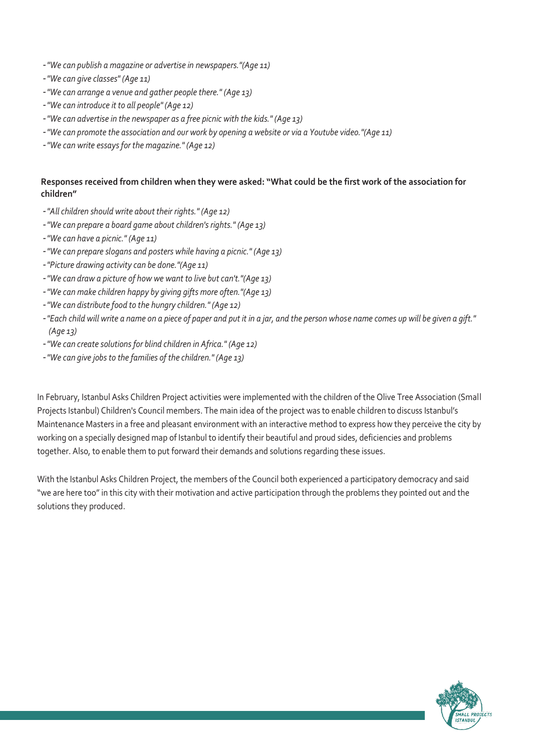- *"We can publish a magazine or advertise in newspapers."(Age 11)*
- *"We can give classes" (Age 11)*
- *"We can arrange a venue and gather people there." (Age 13)*
- *"We can introduce it to all people" (Age 12)*
- *"We can advertise in the newspaper as a free picnic with the kids." (Age 13)*
- *"We can promote the association and our work by opening a website or via a Youtube video."(Age 11)*
- *"We can write essays for the magazine." (Age 12)*

**Responses received from children when they were asked: "What could be the first work of the association for children"**

- *"All children should write about their rights." (Age 12)*
- *"We can prepare a board game about children's rights." (Age 13)*
- *"We can have a picnic." (Age 11)*
- *"We can prepare slogans and posters while having a picnic." (Age 13)*
- *"Picture drawing activity can be done."(Age 11)*
- *"We can draw a picture of how we want to live but can't."(Age 13)*
- *"We can make children happy by giving gifts more often."(Age 13)*
- *"We can distribute food to the hungry children." (Age 12)*
- *"Each child will write a name on a piece of paper and put it in a jar, and the person whose name comes up will be given a gift." (Age 13)*
- *"We can create solutions for blind children in Africa." (Age 12)*
- *"We can give jobs to the families of the children." (Age 13)*

In February, Istanbul Asks Children Project activities were implemented with the children of the Olive Tree Association (Small Projects Istanbul) Children's Council members. The main idea of the project was to enable children to discuss Istanbul's Maintenance Masters in a free and pleasant environment with an interactive method to express how they perceive the city by working on a specially designed map of Istanbul to identify their beautiful and proud sides, deficiencies and problems together. Also, to enable them to put forward their demands and solutions regarding these issues.

With the Istanbul Asks Children Project, the members of the Council both experienced a participatory democracy and said "we are here too" in this city with their motivation and active participation through the problems they pointed out and the solutions they produced.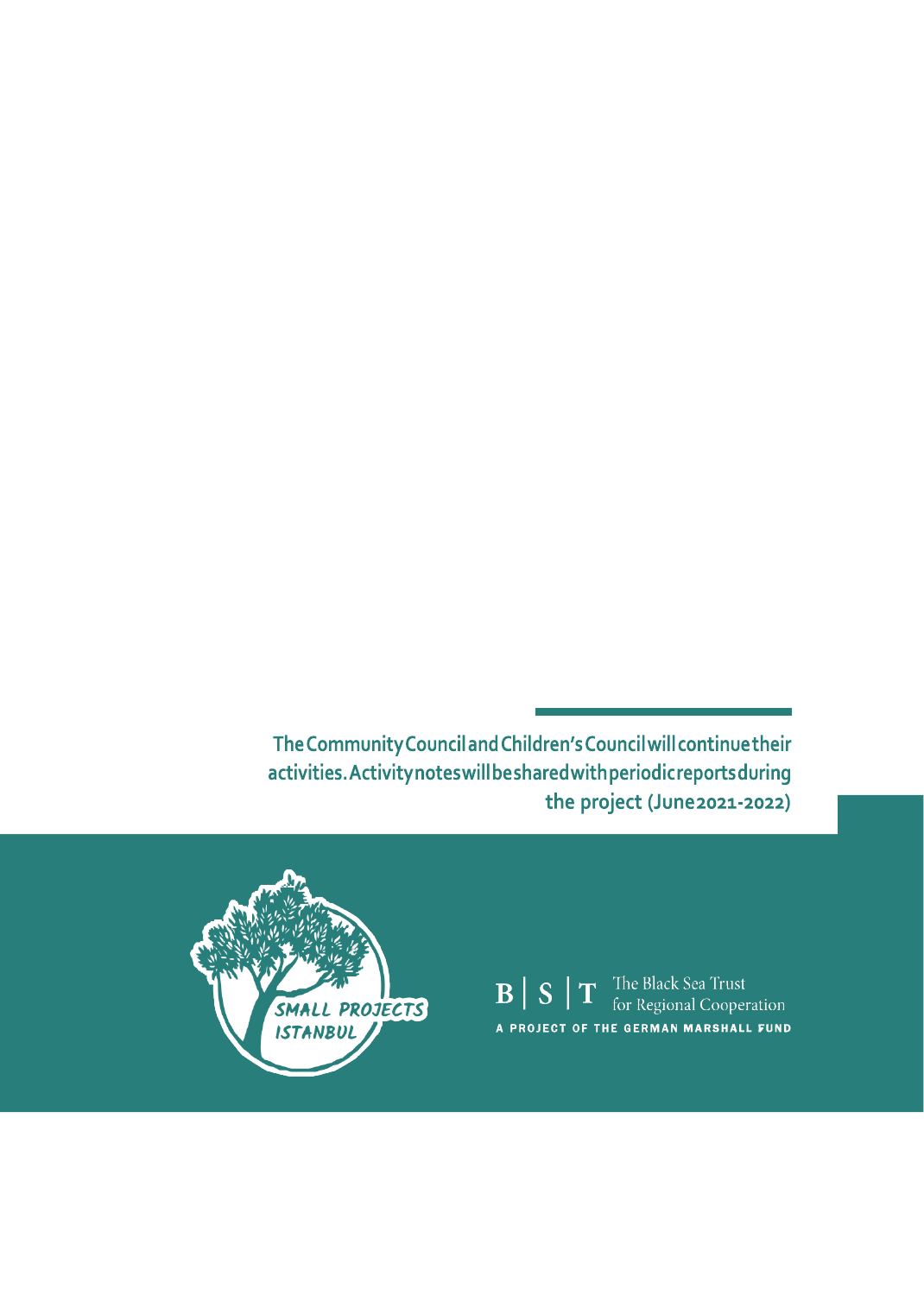The Community Council and Children's Council will continue their activities. Activity notes will be shared with periodic reports during the project (June 2021-2022)

SMALL PROJECTS ISTANBUL

B | S | T The Black Sea Trust for Regional Cooperation

A PROJECT OF THE GERMAN MARSHALL FUND